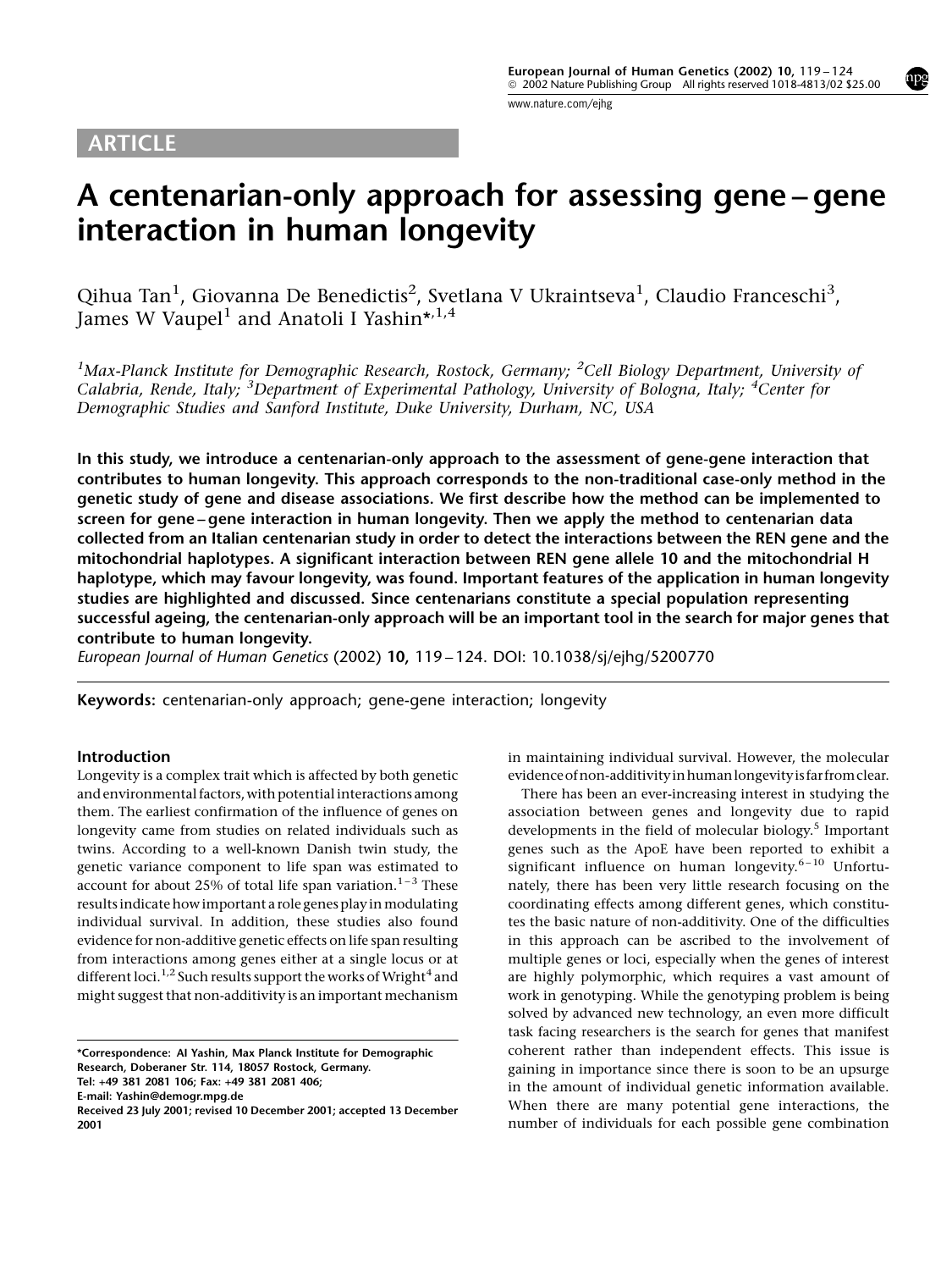ARTICLE

# A centenarian-only approach for assessing gene–gene interaction in human longevity

Qihua Tan[1], Giovanna De Benedictis[2], Svetlana V Ukraintseva[1], Claudio Franceschi[3], James W Vaupel[1] and Anatoli I Yashin*[,1,4]

[1]Max-Planck Institute for Demographic Research, Rostock, Germany; [2]Cell Biology Department, University of Calabria, Rende, Italy; [3]Department of Experimental Pathology, University of Bologna, Italy; [4]Center for Demographic Studies and Sanford Institute, Duke University, Durham, NC, USA

**In this study, we introduce a centenarian-only approach to the assessment of gene-gene interaction that contributes to human longevity. This approach corresponds to the non-traditional case-only method in the genetic study of gene and disease associations. We first describe how the method can be implemented to screen for gene–gene interaction in human longevity. Then we apply the method to centenarian data collected from an Italian centenarian study in order to detect the interactions between the REN gene and the mitochondrial haplotypes. A significant interaction between REN gene allele 10 and the mitochondrial H haplotype, which may favour longevity, was found. Important features of the application in human longevity studies are highlighted and discussed. Since centenarians constitute a special population representing successful ageing, the centenarian-only approach will be an important tool in the search for major genes that contribute to human longevity.**

*European Journal of Human Genetics* (2002) **10,** 119–124. DOI: 10.1038/sj/ejhg/5200770

**Keywords:** centenarian-only approach; gene-gene interaction; longevity

## Introduction

Longevity is a complex trait which is affected by both genetic and environmental factors, with potential interactions among them. The earliest confirmation of the influence of genes on longevity came from studies on related individuals such as twins. According to a well-known Danish twin study, the genetic variance component to life span was estimated to account for about 25% of total life span variation.[1–3] These results indicate how important a role genes play in modulating individual survival. In addition, these studies also found evidence for non-additive genetic effects on life span resulting from interactions among genes either at a single locus or at different loci.[1,2] Such results support the works of Wright[4] and might suggest that non-additivity is an important mechanism in maintaining individual survival. However, the molecular evidence of non-additivity in human longevity is far from clear.

There has been an ever-increasing interest in studying the association between genes and longevity due to rapid developments in the field of molecular biology.[5] Important genes such as the ApoE have been reported to exhibit a significant influence on human longevity.[6–10] Unfortunately, there has been very little research focusing on the coordinating effects among different genes, which constitutes the basic nature of non-additivity. One of the difficulties in this approach can be ascribed to the involvement of multiple genes or loci, especially when the genes of interest are highly polymorphic, which requires a vast amount of work in genotyping. While the genotyping problem is being solved by advanced new technology, an even more difficult task facing researchers is the search for genes that manifest coherent rather than independent effects. This issue is gaining in importance since there is soon to be an upsurge in the amount of individual genetic information available. When there are many potential gene interactions, the number of individuals for each possible gene combination

*Correspondence: AI Yashin, Max Planck Institute for Demographic Research, Doberaner Str. 114, 18057 Rostock, Germany.
Tel: +49 381 2081 106; Fax: +49 381 2081 406;
E-mail: Yashin@demogr.mpg.de
Received 23 July 2001; revised 10 December 2001; accepted 13 December 2001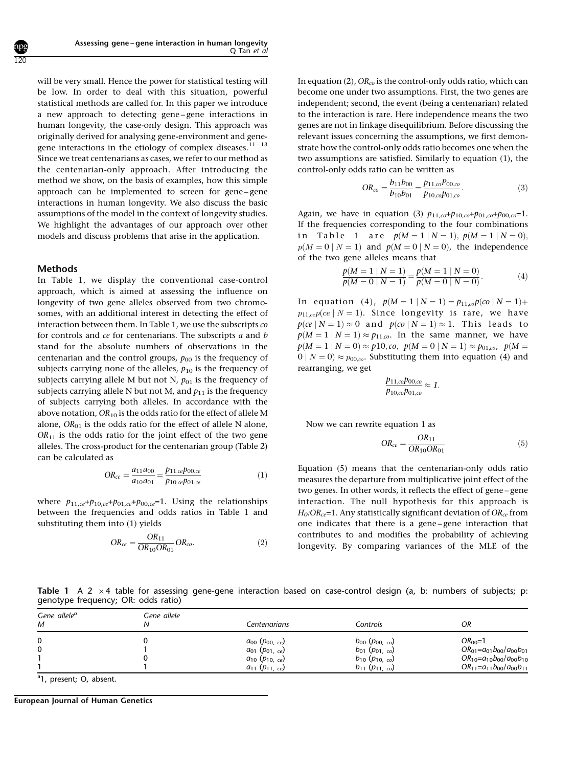will be very small. Hence the power for statistical testing will be low. In order to deal with this situation, powerful statistical methods are called for. In this paper we introduce a new approach to detecting gene–gene interactions in human longevity, the case-only design. This approach was originally derived for analysing gene-environment and gene-gene interactions in the etiology of complex diseases.[11–13] Since we treat centenarians as cases, we refer to our method as the centenarian-only approach. After introducing the method we show, on the basis of examples, how this simple approach can be implemented to screen for gene–gene interactions in human longevity. We also discuss the basic assumptions of the model in the context of longevity studies. We highlight the advantages of our approach over other models and discuss problems that arise in the application.

## Methods

In Table 1, we display the conventional case-control approach, which is aimed at assessing the influence on longevity of two gene alleles observed from two chromosomes, with an additional interest in detecting the effect of interaction between them. In Table 1, we use the subscripts *co* for controls and *ce* for centenarians. The subscripts *a* and *b* stand for the absolute numbers of observations in the centenarian and the control groups, $p_{00}$ is the frequency of subjects carrying none of the alleles, $p_{10}$ is the frequency of subjects carrying allele M but not N, $p_{01}$ is the frequency of subjects carrying allele N but not M, and $p_{11}$ is the frequency of subjects carrying both alleles. In accordance with the above notation, $OR_{10}$ is the odds ratio for the effect of allele M alone, $OR_{01}$ is the odds ratio for the effect of allele N alone, $OR_{11}$ is the odds ratio for the joint effect of the two gene alleles. The cross-product for the centenarian group (Table 2) can be calculated as

$$OR_{ce} = \frac{a_{11}a_{00}}{a_{10}a_{01}} = \frac{p_{11,ce}p_{00,ce}}{p_{10,ce}p_{01,ce}} \tag{1}$$

where $p_{11,ce}+p_{10,ce}+p_{01,ce}+p_{00,ce}=1$. Using the relationships between the frequencies and odds ratios in Table 1 and substituting them into (1) yields

$$OR_{ce} = \frac{OR_{11}}{OR_{10}OR_{01}} OR_{co}. \tag{2}$$

In equation (2), $OR_{co}$ is the control-only odds ratio, which can become one under two assumptions. First, the two genes are independent; second, the event (being a centenarian) related to the interaction is rare. Here independence means the two genes are not in linkage disequilibrium. Before discussing the relevant issues concerning the assumptions, we first demonstrate how the control-only odds ratio becomes one when the two assumptions are satisfied. Similarly to equation (1), the control-only odds ratio can be written as

$$OR_{co} = \frac{b_{11}b_{00}}{b_{10}b_{01}} = \frac{p_{11,co}p_{00,co}}{p_{10,co}p_{01,co}}. \tag{3}$$

Again, we have in equation (3) $p_{11,co}+p_{10,co}+p_{01,co}+p_{00,co}=1$. If the frequencies corresponding to the four combinations in Table 1 are $p(M=1 \mid N=1)$, $p(M=1 \mid N=0)$, $p(M=0 \mid N=1)$ and $p(M=0 \mid N=0)$, the independence of the two gene alleles means that

$$\frac{p(M=1 \mid N=1)}{p(M=0 \mid N=1)} = \frac{p(M=1 \mid N=0)}{p(M=0 \mid N=0)}. \tag{4}$$

In equation (4), $p(M=1 \mid N=1) = p_{11,co}p(co \mid N=1) + p_{11,ce}p(ce \mid N=1)$. Since longevity is rare, we have $p(ce \mid N=1) \approx 0$ and $p(co \mid N=1) \approx 1$. This leads to $p(M=1 \mid N=1) \approx p_{11,co}$. In the same manner, we have $p(M=1 \mid N=0) \approx p10,co$, $p(M=0 \mid N=1) \approx p_{01,co}$, $p(M=0 \mid N=0) \approx p_{00,co}$. Substituting them into equation (4) and rearranging, we get

$$\frac{p_{11,co}p_{00,co}}{p_{10,co}p_{01,co}} \approx 1.$$

Now we can rewrite equation 1 as

$$OR_{ce} = \frac{OR_{11}}{OR_{10}OR_{01}} \tag{5}$$

Equation (5) means that the centenarian-only odds ratio measures the departure from multiplicative joint effect of the two genes. In other words, it reflects the effect of gene–gene interaction. The null hypothesis for this approach is $H_0$:$OR_{ce}$=1. Any statistically significant deviation of $OR_{ce}$ from one indicates that there is a gene–gene interaction that contributes to and modifies the probability of achieving longevity. By comparing variances of the MLE of the

**Table 1** A 2 × 4 table for assessing gene-gene interaction based on case-control design (a, b: numbers of subjects; p: genotype frequency; OR: odds ratio)

| Gene allele[a] M | Gene allele N | Centenarians | Controls | OR |
|---|---|---|---|---|
| 0 | 0 | $a_{00}$ ($p_{00,ce}$) | $b_{00}$ ($p_{00,co}$) | $OR_{00}$=1 |
| 0 | 1 | $a_{01}$ ($p_{01,ce}$) | $b_{01}$ ($p_{01,co}$) | $OR_{01}=a_{01}b_{00}/a_{00}b_{01}$ |
| 1 | 0 | $a_{10}$ ($p_{10,ce}$) | $b_{10}$ ($p_{10,co}$) | $OR_{10}=a_{10}b_{00}/a_{00}b_{10}$ |
| 1 | 1 | $a_{11}$ ($p_{11,ce}$) | $b_{11}$ ($p_{11,co}$) | $OR_{11}=a_{11}b_{00}/a_{00}b_{11}$ |

[a]1, present; O, absent.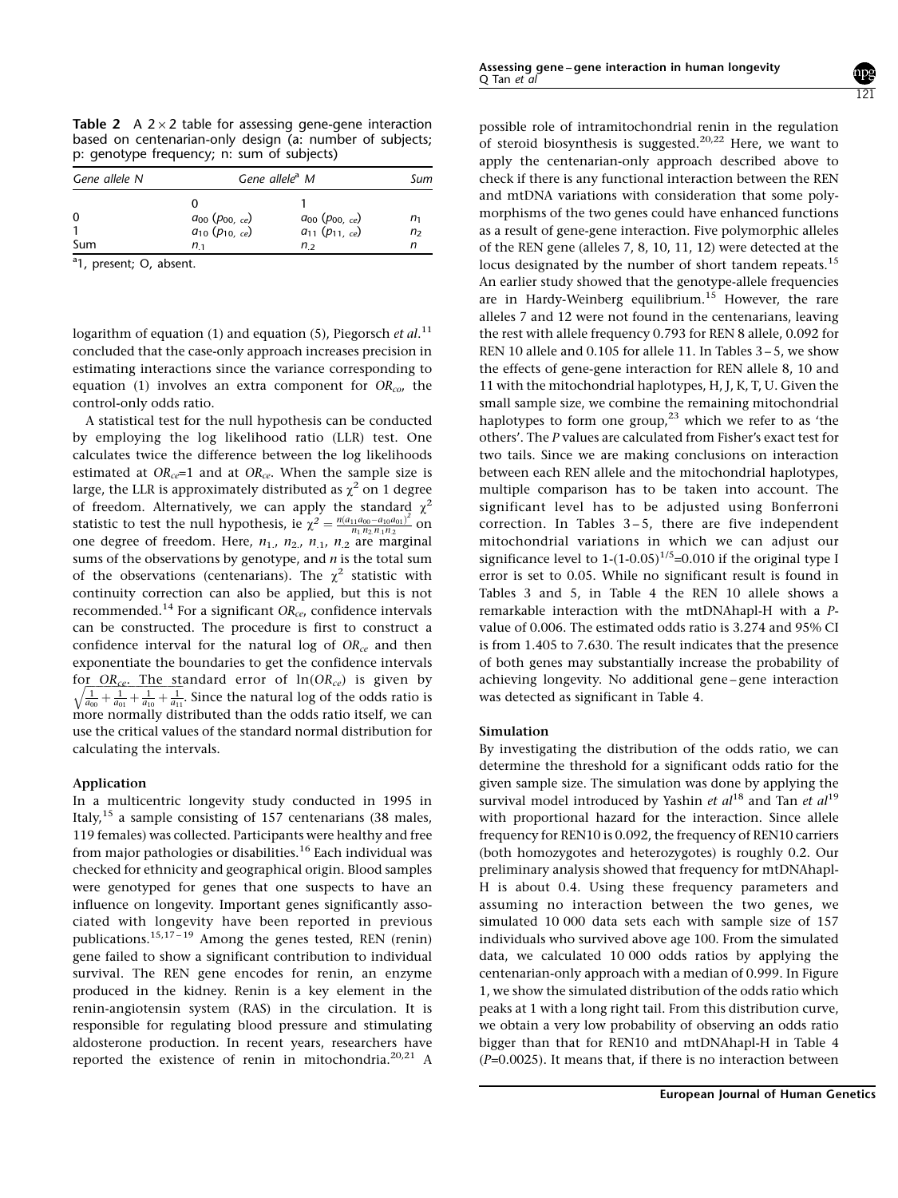**Table 2** A 2×2 table for assessing gene-gene interaction based on centenarian-only design (a: number of subjects; p: genotype frequency; n: sum of subjects)

| Gene allele N | Gene allele[a] M | | Sum |
|---|---|---|---|
| | 0 | 1 | |
| 0 | $a_{00}$ ($p_{00,\ ce}$) | $a_{00}$ ($p_{00,\ ce}$) | $n_1$ |
| 1 | $a_{10}$ ($p_{10,\ ce}$) | $a_{11}$ ($p_{11,\ ce}$) | $n_2$ |
| Sum | $n_{.1}$ | $n_{.2}$ | $n$ |

[a]1, present; O, absent.

logarithm of equation (1) and equation (5), Piegorsch *et al*.[11] concluded that the case-only approach increases precision in estimating interactions since the variance corresponding to equation (1) involves an extra component for $OR_{co}$, the control-only odds ratio.

A statistical test for the null hypothesis can be conducted by employing the log likelihood ratio (LLR) test. One calculates twice the difference between the log likelihoods estimated at $OR_{ce}$=1 and at $OR_{ce}$. When the sample size is large, the LLR is approximately distributed as $\chi^2$ on 1 degree of freedom. Alternatively, we can apply the standard $\chi^2$ statistic to test the null hypothesis, ie $\chi^2 = \frac{n(a_{11}a_{00} - a_{10}a_{01})^2}{n_1 n_2 n_{.1} n_{.2}}$ on one degree of freedom. Here, $n_{1.}$, $n_{2.}$, $n_{.1}$, $n_{.2}$ are marginal sums of the observations by genotype, and $n$ is the total sum of the observations (centenarians). The $\chi^2$ statistic with continuity correction can also be applied, but this is not recommended.[14] For a significant $OR_{ce}$, confidence intervals can be constructed. The procedure is first to construct a confidence interval for the natural log of $OR_{ce}$ and then exponentiate the boundaries to get the confidence intervals for $OR_{ce}$. The standard error of $\ln(OR_{ce})$ is given by $\sqrt{\frac{1}{a_{00}} + \frac{1}{a_{01}} + \frac{1}{a_{10}} + \frac{1}{a_{11}}}$. Since the natural log of the odds ratio is more normally distributed than the odds ratio itself, we can use the critical values of the standard normal distribution for calculating the intervals.

### Application

In a multicentric longevity study conducted in 1995 in Italy,[15] a sample consisting of 157 centenarians (38 males, 119 females) was collected. Participants were healthy and free from major pathologies or disabilities.[16] Each individual was checked for ethnicity and geographical origin. Blood samples were genotyped for genes that one suspects to have an influence on longevity. Important genes significantly associated with longevity have been reported in previous publications.[15,17–19] Among the genes tested, REN (renin) gene failed to show a significant contribution to individual survival. The REN gene encodes for renin, an enzyme produced in the kidney. Renin is a key element in the renin-angiotensin system (RAS) in the circulation. It is responsible for regulating blood pressure and stimulating aldosterone production. In recent years, researchers have reported the existence of renin in mitochondria.[20,21] A possible role of intramitochondrial renin in the regulation of steroid biosynthesis is suggested.[20,22] Here, we want to apply the centenarian-only approach described above to check if there is any functional interaction between the REN and mtDNA variations with consideration that some polymorphisms of the two genes could have enhanced functions as a result of gene-gene interaction. Five polymorphic alleles of the REN gene (alleles 7, 8, 10, 11, 12) were detected at the locus designated by the number of short tandem repeats.[15] An earlier study showed that the genotype-allele frequencies are in Hardy-Weinberg equilibrium.[15] However, the rare alleles 7 and 12 were not found in the centenarians, leaving the rest with allele frequency 0.793 for REN 8 allele, 0.092 for REN 10 allele and 0.105 for allele 11. In Tables 3–5, we show the effects of gene-gene interaction for REN allele 8, 10 and 11 with the mitochondrial haplotypes, H, J, K, T, U. Given the small sample size, we combine the remaining mitochondrial haplotypes to form one group,[23] which we refer to as 'the others'. The *P* values are calculated from Fisher's exact test for two tails. Since we are making conclusions on interaction between each REN allele and the mitochondrial haplotypes, multiple comparison has to be taken into account. The significant level has to be adjusted using Bonferroni correction. In Tables 3–5, there are five independent mitochondrial variations in which we can adjust our significance level to $1-(1-0.05)^{1/5}$=0.010 if the original type I error is set to 0.05. While no significant result is found in Tables 3 and 5, in Table 4 the REN 10 allele shows a remarkable interaction with the mtDNAhapl-H with a *P*-value of 0.006. The estimated odds ratio is 3.274 and 95% CI is from 1.405 to 7.630. The result indicates that the presence of both genes may substantially increase the probability of achieving longevity. No additional gene–gene interaction was detected as significant in Table 4.

### Simulation

By investigating the distribution of the odds ratio, we can determine the threshold for a significant odds ratio for the given sample size. The simulation was done by applying the survival model introduced by Yashin *et al*[18] and Tan *et al*[19] with proportional hazard for the interaction. Since allele frequency for REN10 is 0.092, the frequency of REN10 carriers (both homozygotes and heterozygotes) is roughly 0.2. Our preliminary analysis showed that frequency for mtDNAhapl-H is about 0.4. Using these frequency parameters and assuming no interaction between the two genes, we simulated 10 000 data sets each with sample size of 157 individuals who survived above age 100. From the simulated data, we calculated 10 000 odds ratios by applying the centenarian-only approach with a median of 0.999. In Figure 1, we show the simulated distribution of the odds ratio which peaks at 1 with a long right tail. From this distribution curve, we obtain a very low probability of observing an odds ratio bigger than that for REN10 and mtDNAhapl-H in Table 4 (*P*=0.0025). It means that, if there is no interaction between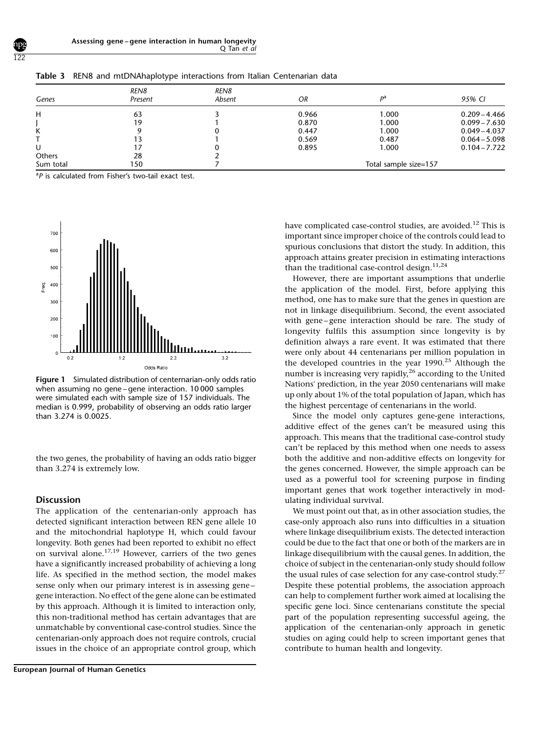**Table 3** REN8 and mtDNAhaplotype interactions from Italian Centenarian data

| Genes | REN8 Present | REN8 Absent | OR | P[a] | 95% CI |
|---|---|---|---|---|---|
| H | 63 | 3 | 0.966 | 1.000 | 0.209–4.466 |
| J | 19 | 1 | 0.870 | 1.000 | 0.099–7.630 |
| K | 9 | 0 | 0.447 | 1.000 | 0.049–4.037 |
| T | 13 | 1 | 0.569 | 0.487 | 0.064–5.098 |
| U | 17 | 0 | 0.895 | 1.000 | 0.104–7.722 |
| Others | 28 | 2 | | | |
| Sum total | 150 | 7 | | Total sample size=157 | |

[a]P is calculated from Fisher's two-tail exact test.

**Figure 1** Simulated distribution of centernarian-only odds ratio when assuming no gene–gene interaction. 10 000 samples were simulated each with sample size of 157 individuals. The median is 0.999, probability of observing an odds ratio larger than 3.274 is 0.0025.

the two genes, the probability of having an odds ratio bigger than 3.274 is extremely low.

## Discussion

The application of the centenarian-only approach has detected significant interaction between REN gene allele 10 and the mitochondrial haplotype H, which could favour longevity. Both genes had been reported to exhibit no effect on survival alone.[17,19] However, carriers of the two genes have a significantly increased probability of achieving a long life. As specified in the method section, the model makes sense only when our primary interest is in assessing gene–gene interaction. No effect of the gene alone can be estimated by this approach. Although it is limited to interaction only, this non-traditional method has certain advantages that are unmatchable by conventional case-control studies. Since the centenarian-only approach does not require controls, crucial issues in the choice of an appropriate control group, which have complicated case-control studies, are avoided.[12] This is important since improper choice of the controls could lead to spurious conclusions that distort the study. In addition, this approach attains greater precision in estimating interactions than the traditional case-control design.[11,24]

However, there are important assumptions that underlie the application of the model. First, before applying this method, one has to make sure that the genes in question are not in linkage disequilibrium. Second, the event associated with gene–gene interaction should be rare. The study of longevity fulfils this assumption since longevity is by definition always a rare event. It was estimated that there were only about 44 centenarians per million population in the developed countries in the year 1990.[25] Although the number is increasing very rapidly,[26] according to the United Nations' prediction, in the year 2050 centenarians will make up only about 1% of the total population of Japan, which has the highest percentage of centenarians in the world.

Since the model only captures gene-gene interactions, additive effect of the genes can't be measured using this approach. This means that the traditional case-control study can't be replaced by this method when one needs to assess both the additive and non-additive effects on longevity for the genes concerned. However, the simple approach can be used as a powerful tool for screening purpose in finding important genes that work together interactively in modulating individual survival.

We must point out that, as in other association studies, the case-only approach also runs into difficulties in a situation where linkage disequilibrium exists. The detected interaction could be due to the fact that one or both of the markers are in linkage disequilibrium with the causal genes. In addition, the choice of subject in the centenarian-only study should follow the usual rules of case selection for any case-control study.[27] Despite these potential problems, the association approach can help to complement further work aimed at localising the specific gene loci. Since centenarians constitute the special part of the population representing successful ageing, the application of the centenarian-only approach in genetic studies on aging could help to screen important genes that contribute to human health and longevity.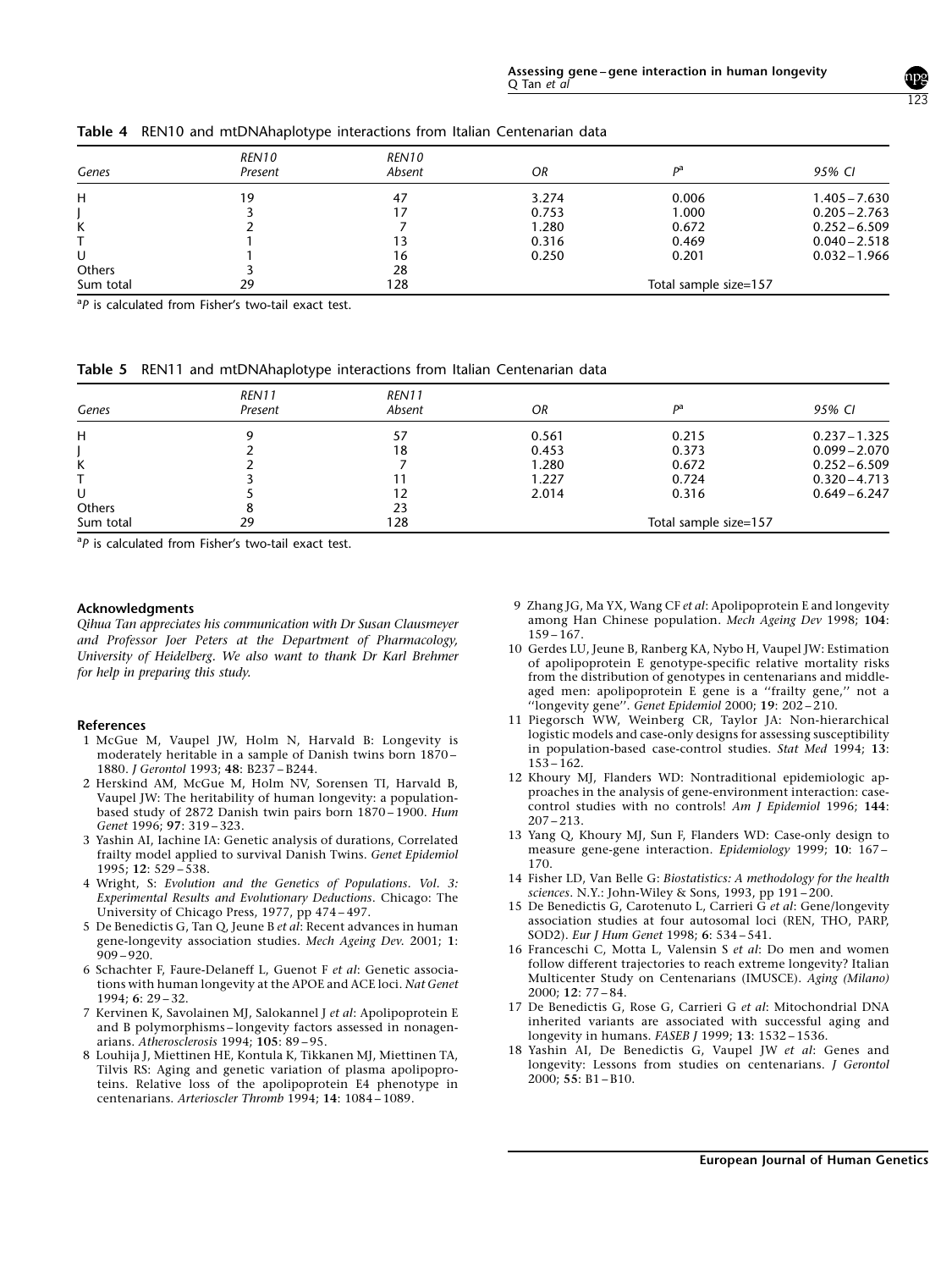**Table 4** REN10 and mtDNAhaplotype interactions from Italian Centenarian data

| Genes | REN10 Present | REN10 Absent | OR | $P^a$ | 95% CI |
|---|---|---|---|---|---|
| H | 19 | 47 | 3.274 | 0.006 | 1.405 – 7.630 |
| J | 3 | 17 | 0.753 | 1.000 | 0.205 – 2.763 |
| K | 2 | 7 | 1.280 | 0.672 | 0.252 – 6.509 |
| T | 1 | 13 | 0.316 | 0.469 | 0.040 – 2.518 |
| U | 1 | 16 | 0.250 | 0.201 | 0.032 – 1.966 |
| Others | 3 | 28 | | | |
| Sum total | 29 | 128 | | Total sample size=157 | |

[a] *P* is calculated from Fisher's two-tail exact test.

**Table 5** REN11 and mtDNAhaplotype interactions from Italian Centenarian data

| Genes | REN11 Present | REN11 Absent | OR | $P^a$ | 95% CI |
|---|---|---|---|---|---|
| H | 9 | 57 | 0.561 | 0.215 | 0.237 – 1.325 |
| J | 2 | 18 | 0.453 | 0.373 | 0.099 – 2.070 |
| K | 2 | 7 | 1.280 | 0.672 | 0.252 – 6.509 |
| T | 3 | 11 | 1.227 | 0.724 | 0.320 – 4.713 |
| U | 5 | 12 | 2.014 | 0.316 | 0.649 – 6.247 |
| Others | 8 | 23 | | | |
| Sum total | 29 | 128 | | Total sample size=157 | |

[a] *P* is calculated from Fisher's two-tail exact test.

## Acknowledgments

*Qihua Tan appreciates his communication with Dr Susan Clausmeyer and Professor Joer Peters at the Department of Pharmacology, University of Heidelberg. We also want to thank Dr Karl Brehmer for help in preparing this study.*

## References

1 McGue M, Vaupel JW, Holm N, Harvald B: Longevity is moderately heritable in a sample of Danish twins born 1870 – 1880. *J Gerontol* 1993; **48**: B237 – B244.

2 Herskind AM, McGue M, Holm NV, Sorensen TI, Harvald B, Vaupel JW: The heritability of human longevity: a population-based study of 2872 Danish twin pairs born 1870 – 1900. *Hum Genet* 1996; **97**: 319 – 323.

3 Yashin AI, Iachine IA: Genetic analysis of durations, Correlated frailty model applied to survival Danish Twins. *Genet Epidemiol* 1995; **12**: 529 – 538.

4 Wright, S: *Evolution and the Genetics of Populations. Vol. 3: Experimental Results and Evolutionary Deductions*. Chicago: The University of Chicago Press, 1977, pp 474 – 497.

5 De Benedictis G, Tan Q, Jeune B *et al*: Recent advances in human gene-longevity association studies. *Mech Ageing Dev.* 2001; **1**: 909 – 920.

6 Schachter F, Faure-Delaneff L, Guenot F *et al*: Genetic associations with human longevity at the APOE and ACE loci. *Nat Genet* 1994; **6**: 29 – 32.

7 Kervinen K, Savolainen MJ, Salokannel J *et al*: Apolipoprotein E and B polymorphisms – longevity factors assessed in nonagenarians. *Atherosclerosis* 1994; **105**: 89 – 95.

8 Louhija J, Miettinen HE, Kontula K, Tikkanen MJ, Miettinen TA, Tilvis RS: Aging and genetic variation of plasma apolipoproteins. Relative loss of the apolipoprotein E4 phenotype in centenarians. *Arterioscler Thromb* 1994; **14**: 1084 – 1089.

9 Zhang JG, Ma YX, Wang CF *et al*: Apolipoprotein E and longevity among Han Chinese population. *Mech Ageing Dev* 1998; **104**: 159 – 167.

10 Gerdes LU, Jeune B, Ranberg KA, Nybo H, Vaupel JW: Estimation of apolipoprotein E genotype-specific relative mortality risks from the distribution of genotypes in centenarians and middle-aged men: apolipoprotein E gene is a ''frailty gene,'' not a ''longevity gene''. *Genet Epidemiol* 2000; **19**: 202 – 210.

11 Piegorsch WW, Weinberg CR, Taylor JA: Non-hierarchical logistic models and case-only designs for assessing susceptibility in population-based case-control studies. *Stat Med* 1994; **13**: 153 – 162.

12 Khoury MJ, Flanders WD: Nontraditional epidemiologic approaches in the analysis of gene-environment interaction: case-control studies with no controls! *Am J Epidemiol* 1996; **144**: 207 – 213.

13 Yang Q, Khoury MJ, Sun F, Flanders WD: Case-only design to measure gene-gene interaction. *Epidemiology* 1999; **10**: 167 – 170.

14 Fisher LD, Van Belle G: *Biostatistics: A methodology for the health sciences*. N.Y.: John-Wiley & Sons, 1993, pp 191 – 200.

15 De Benedictis G, Carotenuto L, Carrieri G *et al*: Gene/longevity association studies at four autosomal loci (REN, THO, PARP, SOD2). *Eur J Hum Genet* 1998; **6**: 534 – 541.

16 Franceschi C, Motta L, Valensin S *et al*: Do men and women follow different trajectories to reach extreme longevity? Italian Multicenter Study on Centenarians (IMUSCE). *Aging (Milano)* 2000; **12**: 77 – 84.

17 De Benedictis G, Rose G, Carrieri G *et al*: Mitochondrial DNA inherited variants are associated with successful aging and longevity in humans. *FASEB J* 1999; **13**: 1532 – 1536.

18 Yashin AI, De Benedictis G, Vaupel JW *et al*: Genes and longevity: Lessons from studies on centenarians. *J Gerontol* 2000; **55**: B1 – B10.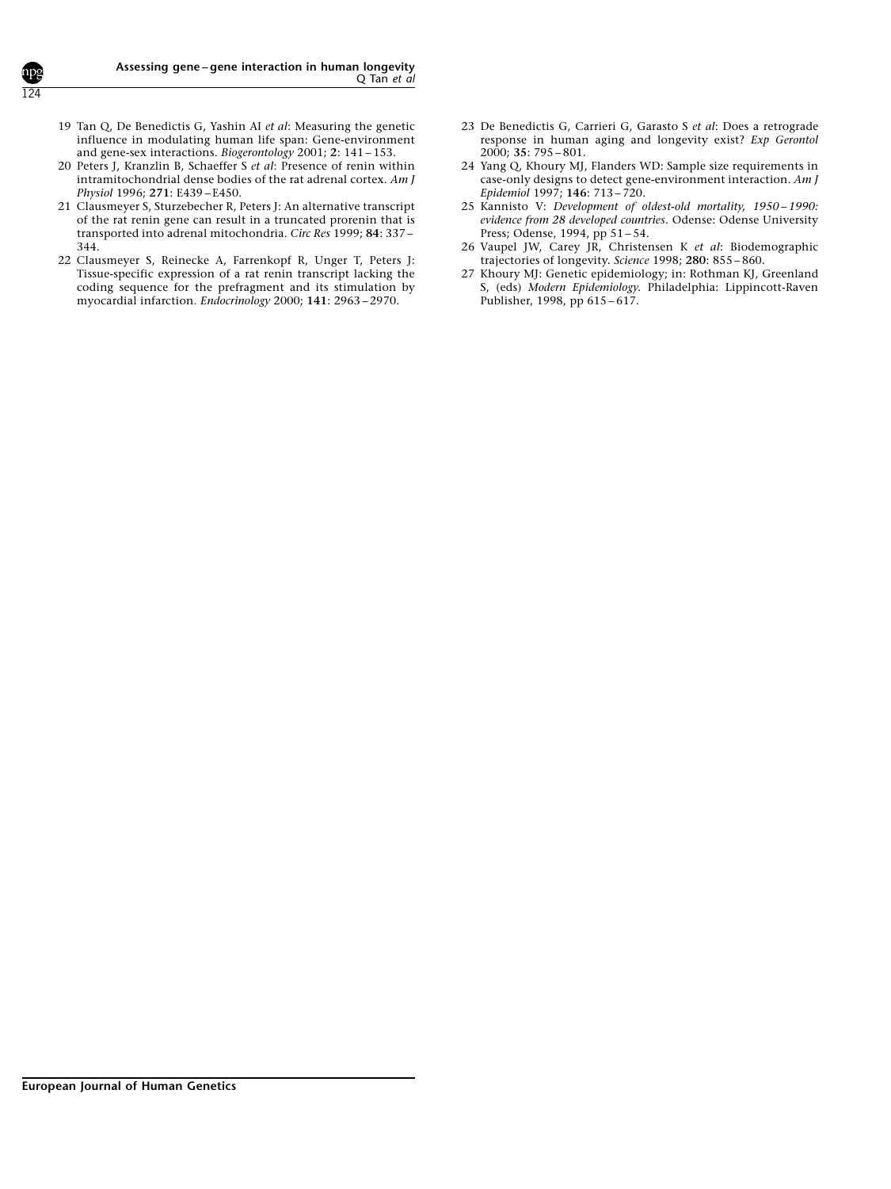19 Tan Q, De Benedictis G, Yashin AI *et al*: Measuring the genetic influence in modulating human life span: Gene-environment and gene-sex interactions. *Biogerontology* 2001; **2**: 141–153.

20 Peters J, Kranzlin B, Schaeffer S *et al*: Presence of renin within intramitochondrial dense bodies of the rat adrenal cortex. *Am J Physiol* 1996; **271**: E439–E450.

21 Clausmeyer S, Sturzebecher R, Peters J: An alternative transcript of the rat renin gene can result in a truncated prorenin that is transported into adrenal mitochondria. *Circ Res* 1999; **84**: 337–344.

22 Clausmeyer S, Reinecke A, Farrenkopf R, Unger T, Peters J: Tissue-specific expression of a rat renin transcript lacking the coding sequence for the prefragment and its stimulation by myocardial infarction. *Endocrinology* 2000; **141**: 2963–2970.

23 De Benedictis G, Carrieri G, Garasto S *et al*: Does a retrograde response in human aging and longevity exist? *Exp Gerontol* 2000; **35**: 795–801.

24 Yang Q, Khoury MJ, Flanders WD: Sample size requirements in case-only designs to detect gene-environment interaction. *Am J Epidemiol* 1997; **146**: 713–720.

25 Kannisto V: *Development of oldest-old mortality, 1950–1990: evidence from 28 developed countries*. Odense: Odense University Press; Odense, 1994, pp 51–54.

26 Vaupel JW, Carey JR, Christensen K *et al*: Biodemographic trajectories of longevity. *Science* 1998; **280**: 855–860.

27 Khoury MJ: Genetic epidemiology; in: Rothman KJ, Greenland S, (eds) *Modern Epidemiology*. Philadelphia: Lippincott-Raven Publisher, 1998, pp 615–617.